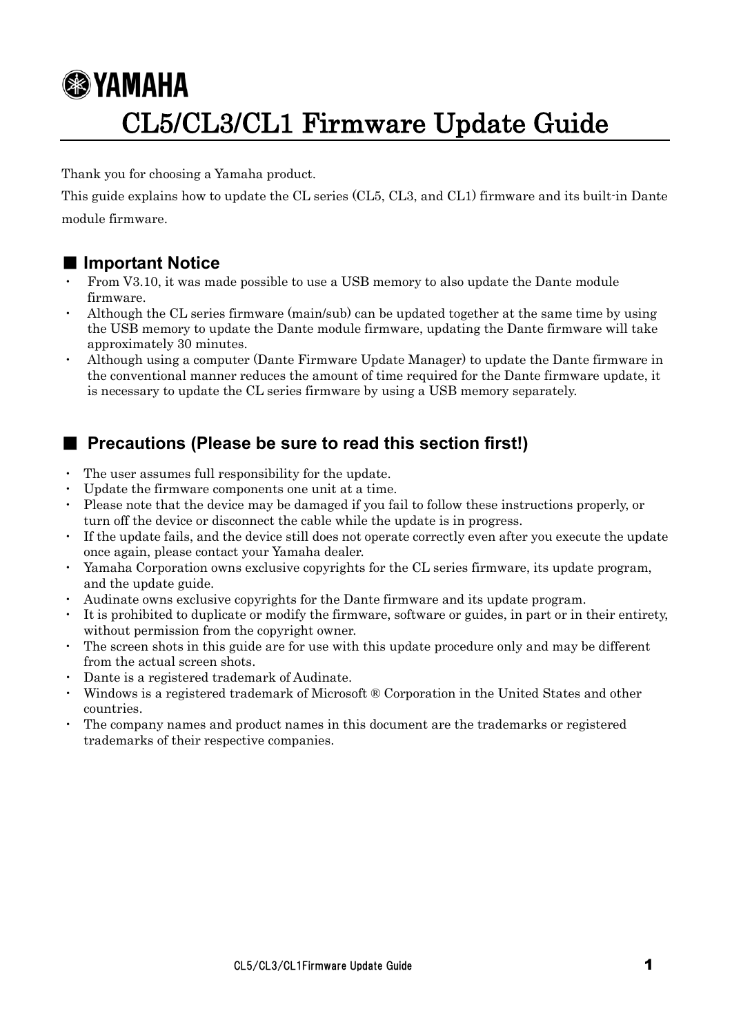# CL5/CL3/CL1 Firmware Update Guide

Thank you for choosing a Yamaha product.

This guide explains how to update the CL series (CL5, CL3, and CL1) firmware and its built-in Dante module firmware.

## ■ Important Notice

- From V3.10, it was made possible to use a USB memory to also update the Dante module firmware.
- Although the CL series firmware (main/sub) can be updated together at the same time by using the USB memory to update the Dante module firmware, updating the Dante firmware will take approximately 30 minutes.
- Although using a computer (Dante Firmware Update Manager) to update the Dante firmware in the conventional manner reduces the amount of time required for the Dante firmware update, it is necessary to update the CL series firmware by using a USB memory separately.

## ■ Precautions (Please be sure to read this section first!)

- The user assumes full responsibility for the update.
- Update the firmware components one unit at a time.
- Please note that the device may be damaged if you fail to follow these instructions properly, or turn off the device or disconnect the cable while the update is in progress.
- If the update fails, and the device still does not operate correctly even after you execute the update once again, please contact your Yamaha dealer.
- Yamaha Corporation owns exclusive copyrights for the CL series firmware, its update program, and the update guide.
- Audinate owns exclusive copyrights for the Dante firmware and its update program.
- It is prohibited to duplicate or modify the firmware, software or guides, in part or in their entirety, without permission from the copyright owner.
- The screen shots in this guide are for use with this update procedure only and may be different from the actual screen shots.
- Dante is a registered trademark of Audinate.
- Windows is a registered trademark of Microsoft ® Corporation in the United States and other countries.
- The company names and product names in this document are the trademarks or registered trademarks of their respective companies.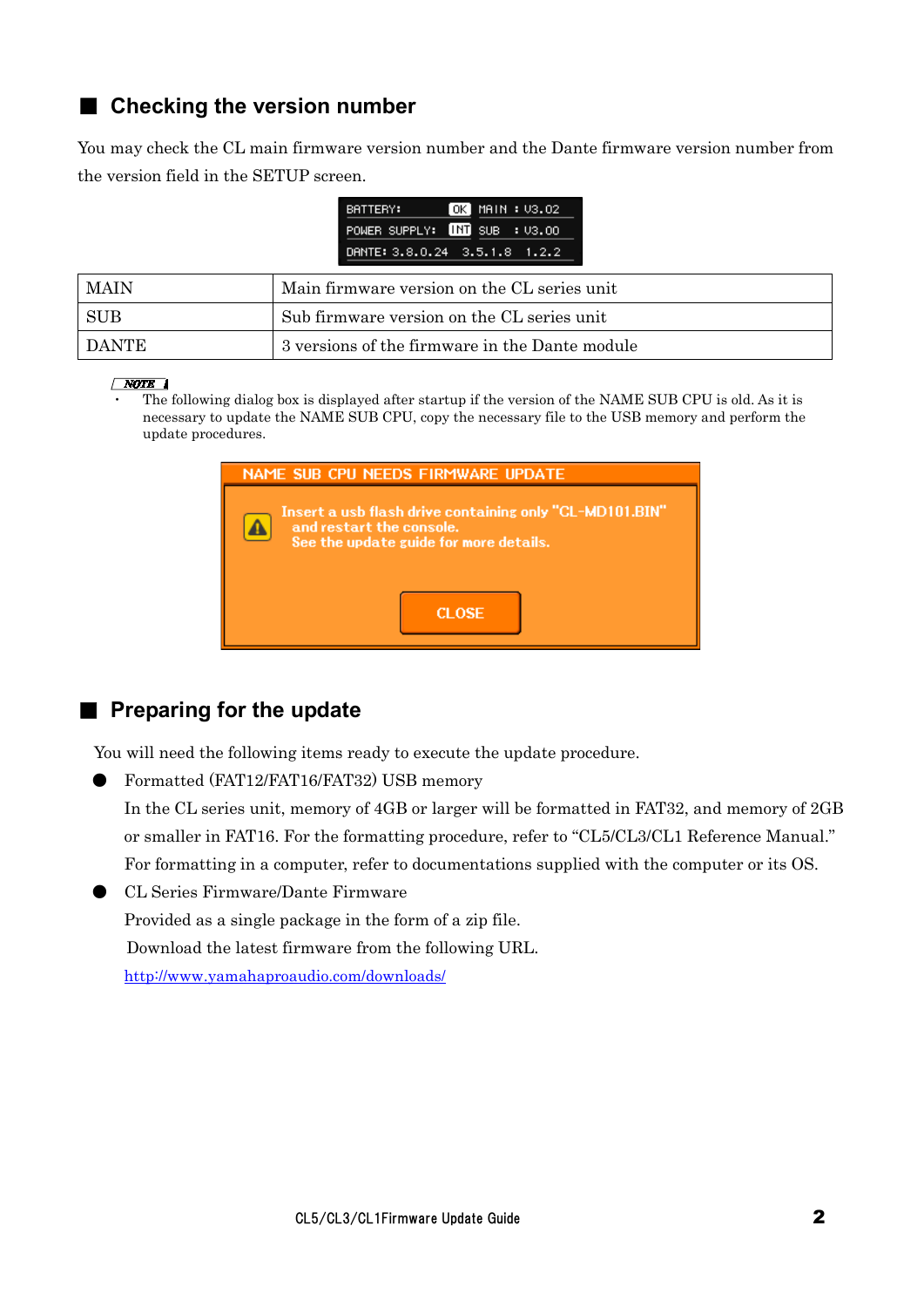## Checking the version number

You may check the CL main firmware version number and the Dante firmware version number from the version field in the SETUP screen.

| MAIN | Main firmware version on the CL series unit |
|---|---|
| SUB | Sub firmware version on the CL series unit |
| DANTE | 3 versions of the firmware in the Dante module |

*NOTE*

- The following dialog box is displayed after startup if the version of the NAME SUB CPU is old. As it is necessary to update the NAME SUB CPU, copy the necessary file to the USB memory and perform the update procedures.

## Preparing for the update

You will need the following items ready to execute the update procedure.

- Formatted (FAT12/FAT16/FAT32) USB memory

  In the CL series unit, memory of 4GB or larger will be formatted in FAT32, and memory of 2GB or smaller in FAT16. For the formatting procedure, refer to "CL5/CL3/CL1 Reference Manual." For formatting in a computer, refer to documentations supplied with the computer or its OS.

- CL Series Firmware/Dante Firmware

  Provided as a single package in the form of a zip file.

  Download the latest firmware from the following URL.

  http://www.yamahaproaudio.com/downloads/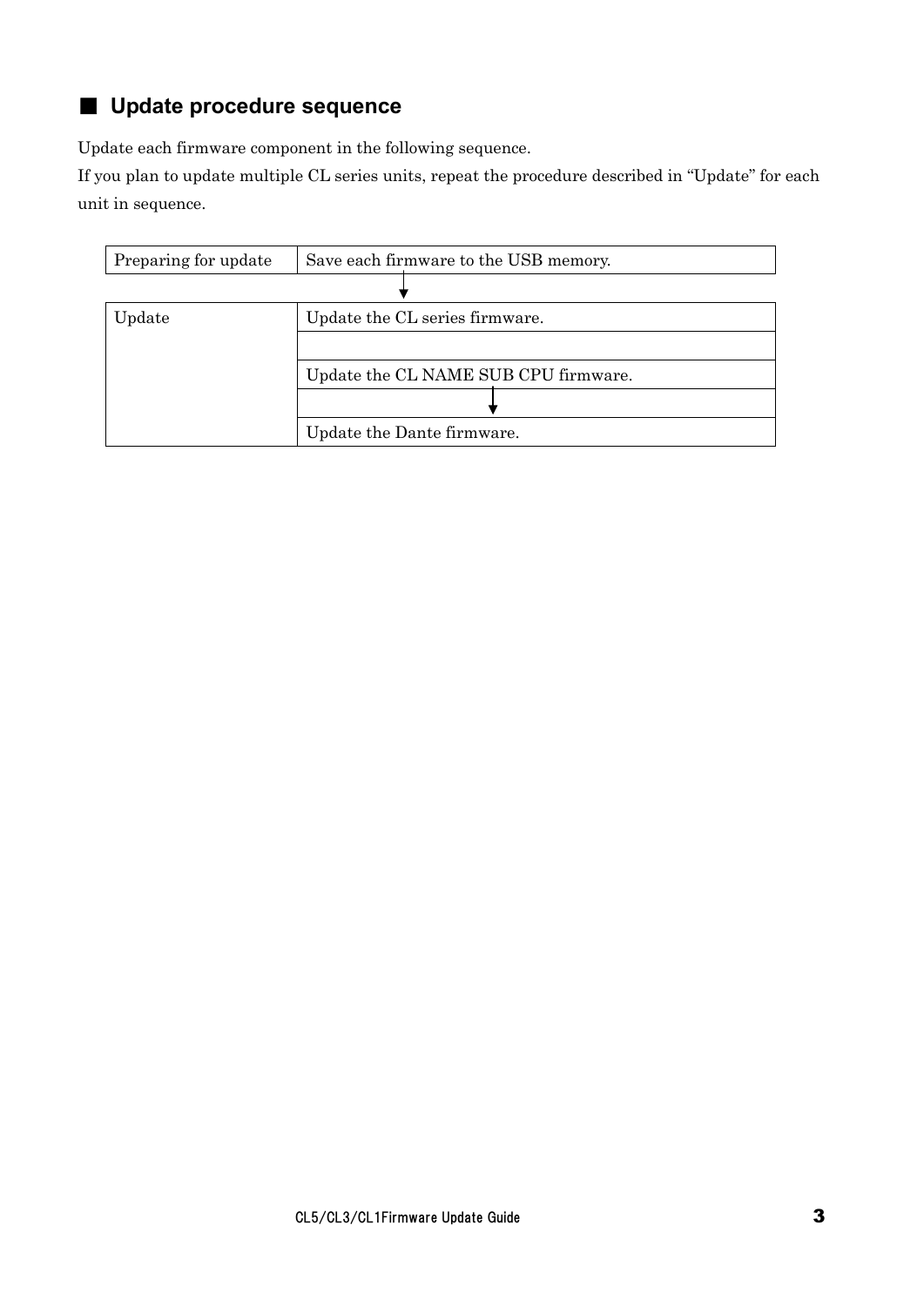## ■ Update procedure sequence

Update each firmware component in the following sequence.
If you plan to update multiple CL series units, repeat the procedure described in “Update” for each unit in sequence.

| Preparing for update | Save each firmware to the USB memory. |
| --- | --- |
| | ↓ |
| Update | Update the CL series firmware. |
| | |
| | Update the CL NAME SUB CPU firmware. |
| | ↓ |
| | Update the Dante firmware. |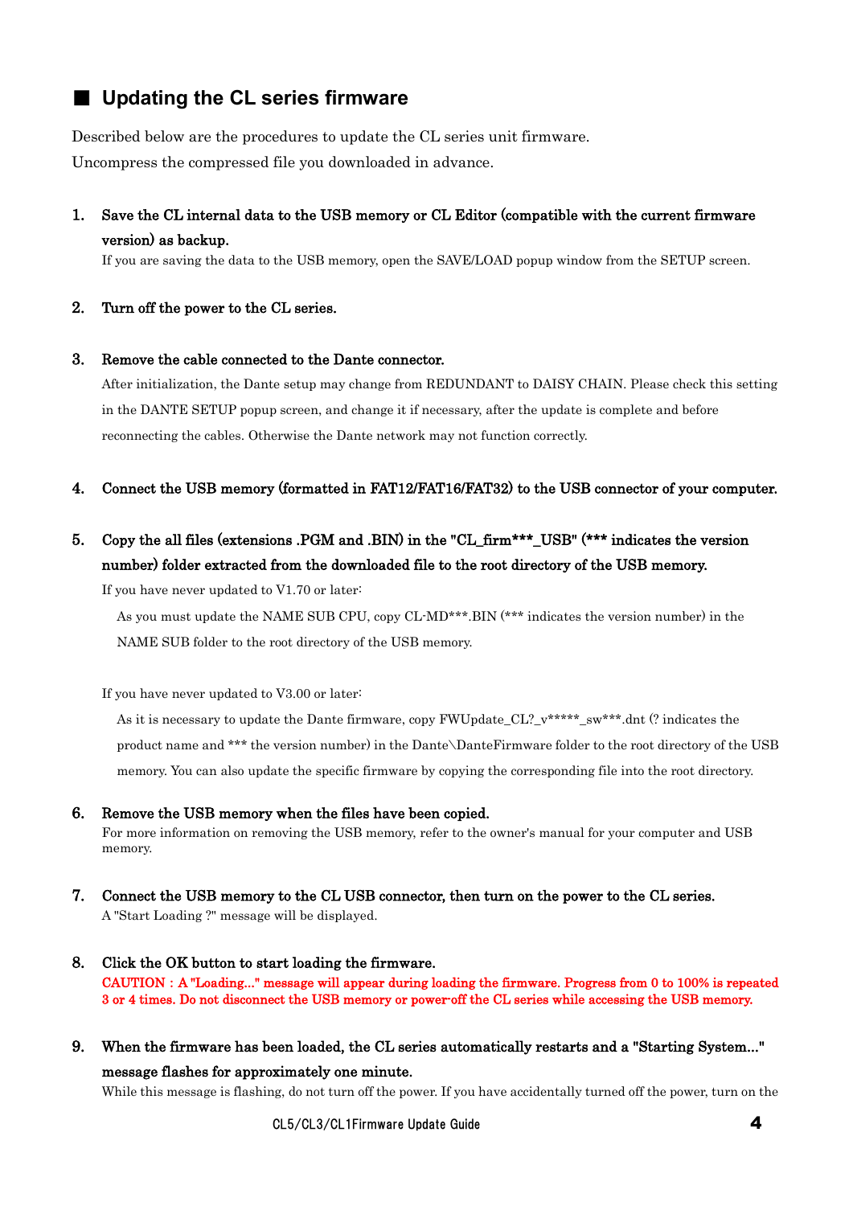## ■ Updating the CL series firmware

Described below are the procedures to update the CL series unit firmware.
Uncompress the compressed file you downloaded in advance.

1. **Save the CL internal data to the USB memory or CL Editor (compatible with the current firmware version) as backup.**
   If you are saving the data to the USB memory, open the SAVE/LOAD popup window from the SETUP screen.

2. **Turn off the power to the CL series.**

3. **Remove the cable connected to the Dante connector.**
   After initialization, the Dante setup may change from REDUNDANT to DAISY CHAIN. Please check this setting in the DANTE SETUP popup screen, and change it if necessary, after the update is complete and before reconnecting the cables. Otherwise the Dante network may not function correctly.

4. **Connect the USB memory (formatted in FAT12/FAT16/FAT32) to the USB connector of your computer.**

5. **Copy the all files (extensions .PGM and .BIN) in the "CL_firm***_USB" (*** indicates the version number) folder extracted from the downloaded file to the root directory of the USB memory.**
   If you have never updated to V1.70 or later:
   
   As you must update the NAME SUB CPU, copy CL-MD***.BIN (*** indicates the version number) in the NAME SUB folder to the root directory of the USB memory.

   If you have never updated to V3.00 or later:
   
   As it is necessary to update the Dante firmware, copy FWUpdate_CL?_v*****_sw***.dnt (? indicates the product name and *** the version number) in the Dante\DanteFirmware folder to the root directory of the USB memory. You can also update the specific firmware by copying the corresponding file into the root directory.

6. **Remove the USB memory when the files have been copied.**
   For more information on removing the USB memory, refer to the owner's manual for your computer and USB memory.

7. **Connect the USB memory to the CL USB connector, then turn on the power to the CL series.**
   A "Start Loading ?" message will be displayed.

8. **Click the OK button to start loading the firmware.**
   **CAUTION : A "Loading..." message will appear during loading the firmware. Progress from 0 to 100% is repeated 3 or 4 times. Do not disconnect the USB memory or power-off the CL series while accessing the USB memory.**

9. **When the firmware has been loaded, the CL series automatically restarts and a "Starting System..." message flashes for approximately one minute.**
   While this message is flashing, do not turn off the power. If you have accidentally turned off the power, turn on the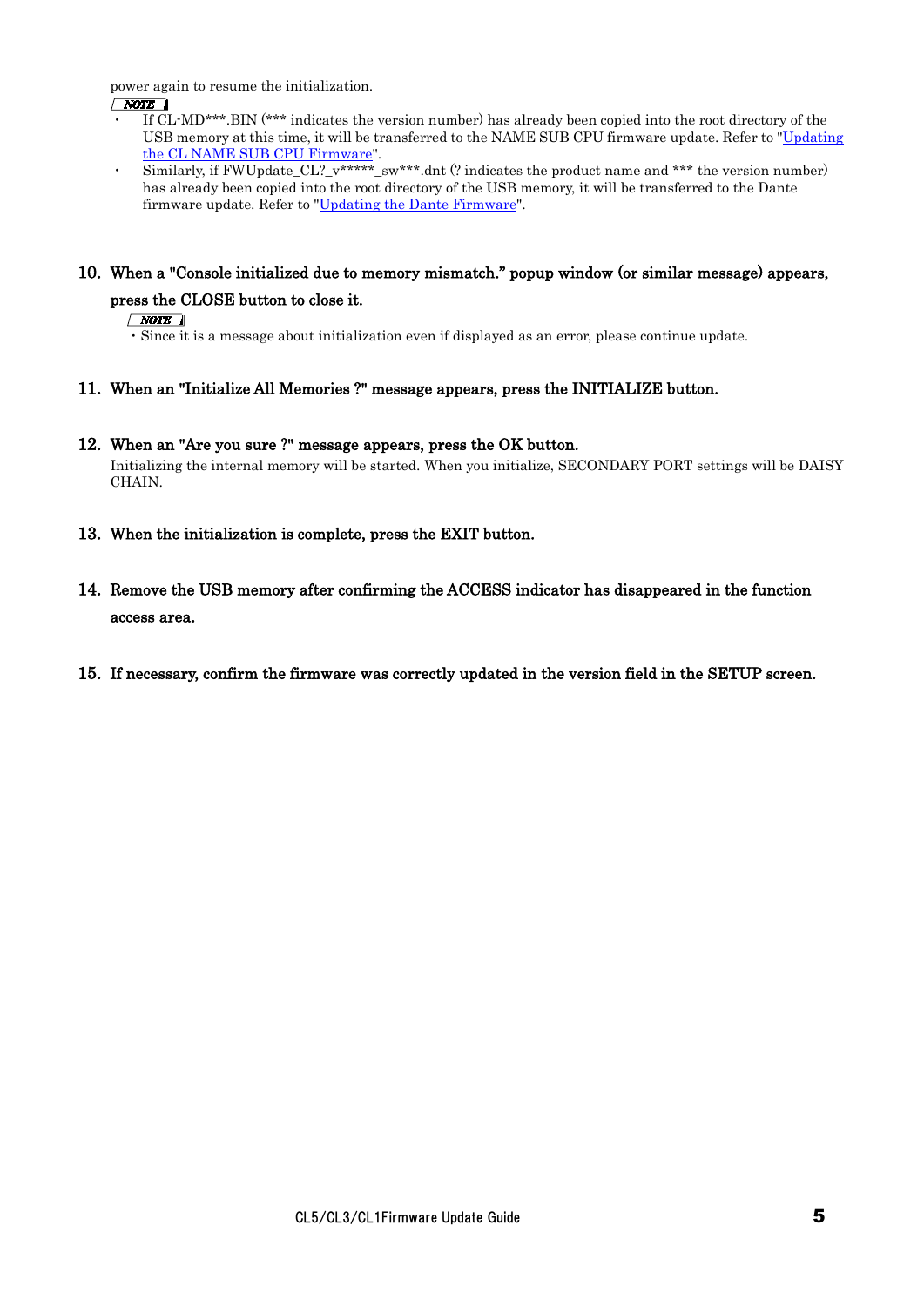power again to resume the initialization.

**NOTE**

- If CL-MD***.BIN (*** indicates the version number) has already been copied into the root directory of the USB memory at this time, it will be transferred to the NAME SUB CPU firmware update. Refer to "Updating the CL NAME SUB CPU Firmware".
- Similarly, if FWUpdate_CL?_v*****_sw***.dnt (? indicates the product name and *** the version number) has already been copied into the root directory of the USB memory, it will be transferred to the Dante firmware update. Refer to "Updating the Dante Firmware".

**10. When a "Console initialized due to memory mismatch." popup window (or similar message) appears, press the CLOSE button to close it.**

**NOTE**

・Since it is a message about initialization even if displayed as an error, please continue update.

**11. When an "Initialize All Memories ?" message appears, press the INITIALIZE button.**

**12. When an "Are you sure ?" message appears, press the OK button.**

Initializing the internal memory will be started. When you initialize, SECONDARY PORT settings will be DAISY CHAIN.

**13. When the initialization is complete, press the EXIT button.**

**14. Remove the USB memory after confirming the ACCESS indicator has disappeared in the function access area.**

**15. If necessary, confirm the firmware was correctly updated in the version field in the SETUP screen.**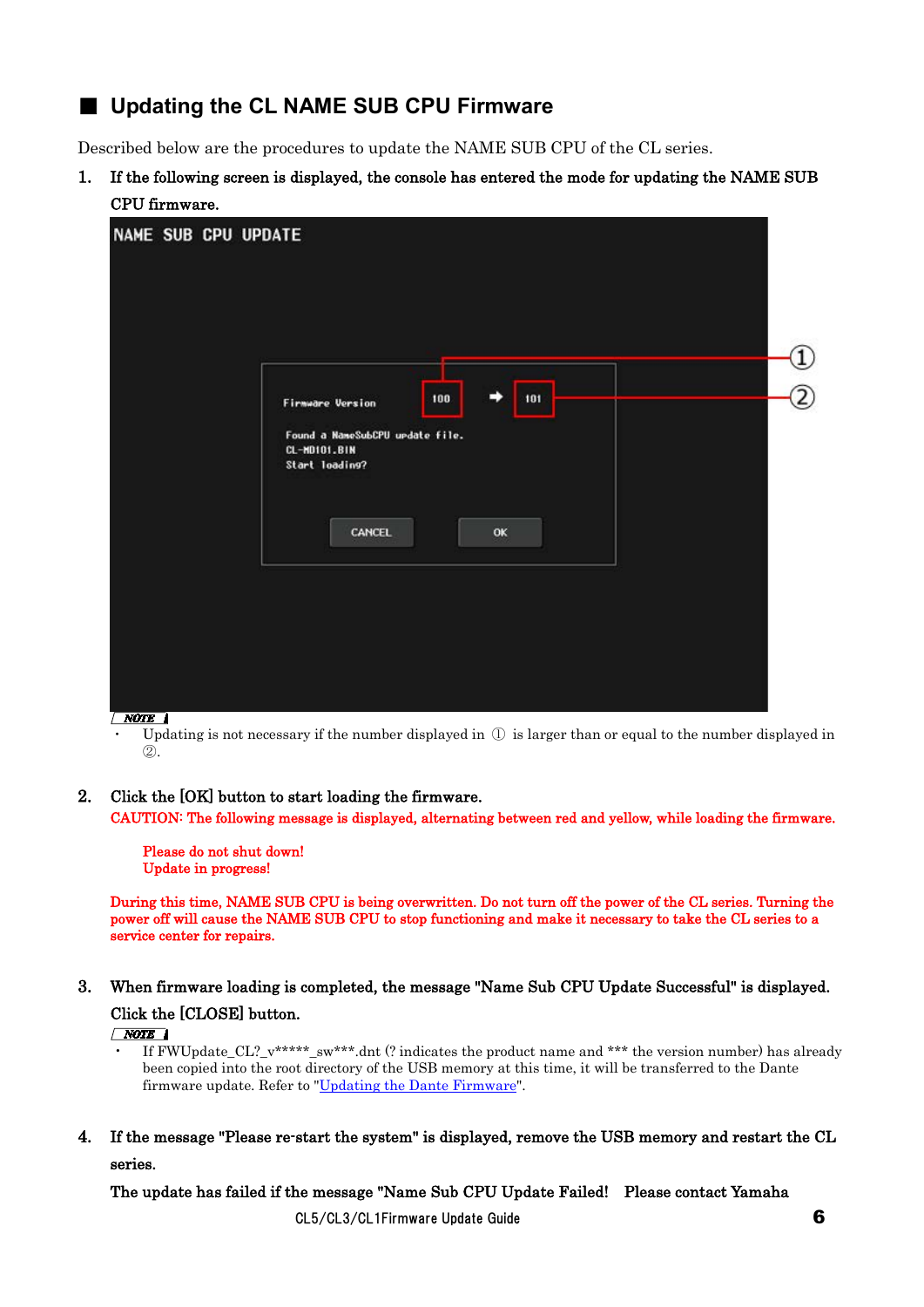## ■ Updating the CL NAME SUB CPU Firmware

Described below are the procedures to update the NAME SUB CPU of the CL series.

1. **If the following screen is displayed, the console has entered the mode for updating the NAME SUB CPU firmware.**

   NAME SUB CPU UPDATE

   Firmware Version 100 ➡ 101

   Found a NameSubCPU update file.
   CL-MD101.BIN
   Start loading?

   CANCEL OK

   **NOTE**
   - Updating is not necessary if the number displayed in ① is larger than or equal to the number displayed in ②.

2. **Click the [OK] button to start loading the firmware.**

   **CAUTION: The following message is displayed, alternating between red and yellow, while loading the firmware.**

   **Please do not shut down!**
   **Update in progress!**

   **During this time, NAME SUB CPU is being overwritten. Do not turn off the power of the CL series. Turning the power off will cause the NAME SUB CPU to stop functioning and make it necessary to take the CL series to a service center for repairs.**

3. **When firmware loading is completed, the message "Name Sub CPU Update Successful" is displayed. Click the [CLOSE] button.**

   **NOTE**
   - If FWUpdate_CL?_v*****_sw***.dnt (? indicates the product name and *** the version number) has already been copied into the root directory of the USB memory at this time, it will be transferred to the Dante firmware update. Refer to "Updating the Dante Firmware".

4. **If the message "Please re-start the system" is displayed, remove the USB memory and restart the CL series.**

   **The update has failed if the message "Name Sub CPU Update Failed!  Please contact Yamaha**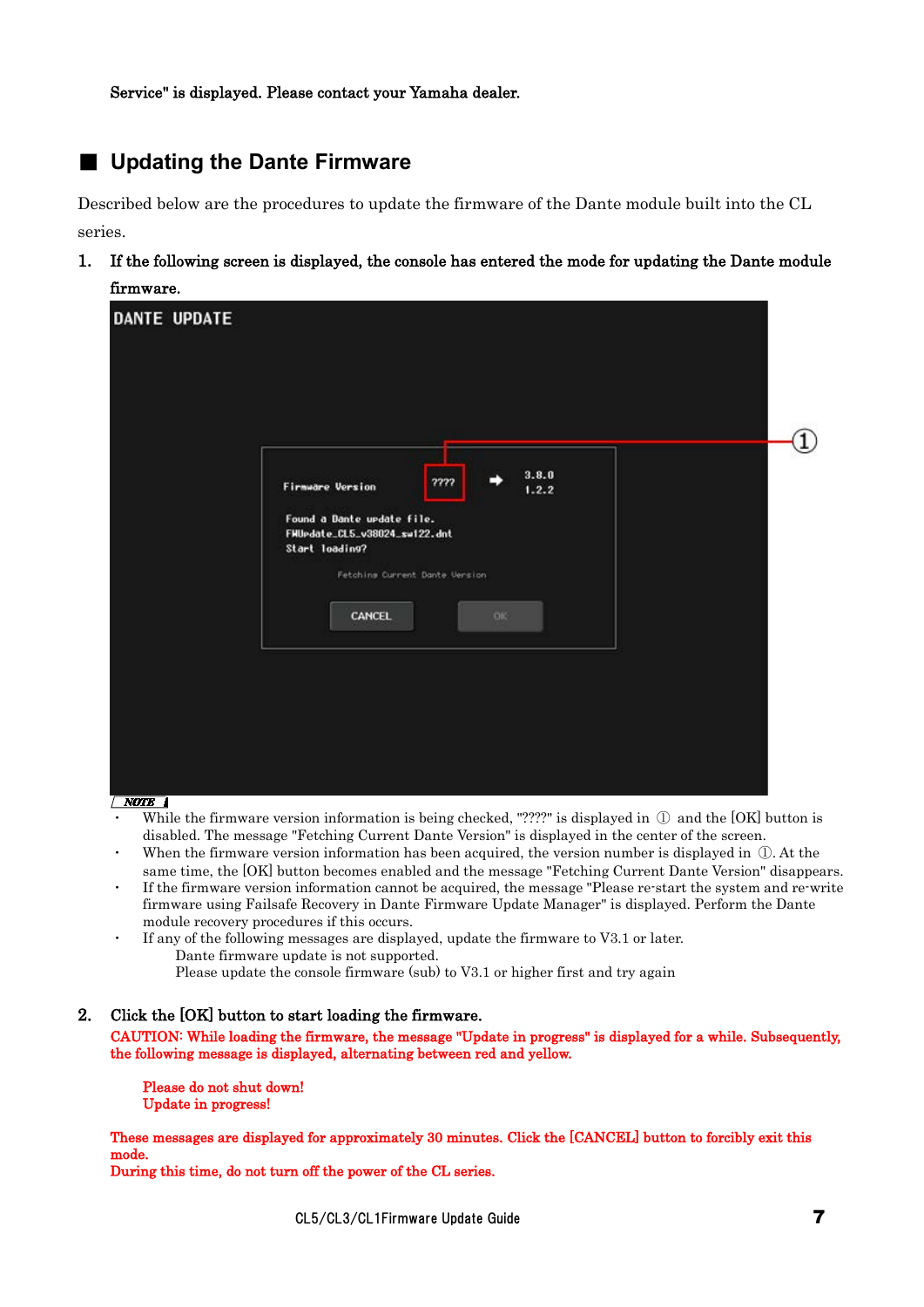Service" is displayed. Please contact your Yamaha dealer.

## ■ Updating the Dante Firmware

Described below are the procedures to update the firmware of the Dante module built into the CL series.

1. **If the following screen is displayed, the console has entered the mode for updating the Dante module firmware.**

DANTE UPDATE

Firmware Version ???? ➡ 3.8.0 1.2.2

Found a Dante update file.
FWUpdate_CL5_v38024_swl22.dnt
Start loading?

Fetching Current Dante Version

CANCEL OK

①

*NOTE*

- While the firmware version information is being checked, "????" is displayed in ① and the [OK] button is disabled. The message "Fetching Current Dante Version" is displayed in the center of the screen.
- When the firmware version information has been acquired, the version number is displayed in ①. At the same time, the [OK] button becomes enabled and the message "Fetching Current Dante Version" disappears.
- If the firmware version information cannot be acquired, the message "Please re-start the system and re-write firmware using Failsafe Recovery in Dante Firmware Update Manager" is displayed. Perform the Dante module recovery procedures if this occurs.
- If any of the following messages are displayed, update the firmware to V3.1 or later.
  - Dante firmware update is not supported.
  - Please update the console firmware (sub) to V3.1 or higher first and try again

2. **Click the [OK] button to start loading the firmware.**

**CAUTION: While loading the firmware, the message "Update in progress" is displayed for a while. Subsequently, the following message is displayed, alternating between red and yellow.**

> **Please do not shut down!**
> **Update in progress!**

**These messages are displayed for approximately 30 minutes. Click the [CANCEL] button to forcibly exit this mode.**
**During this time, do not turn off the power of the CL series.**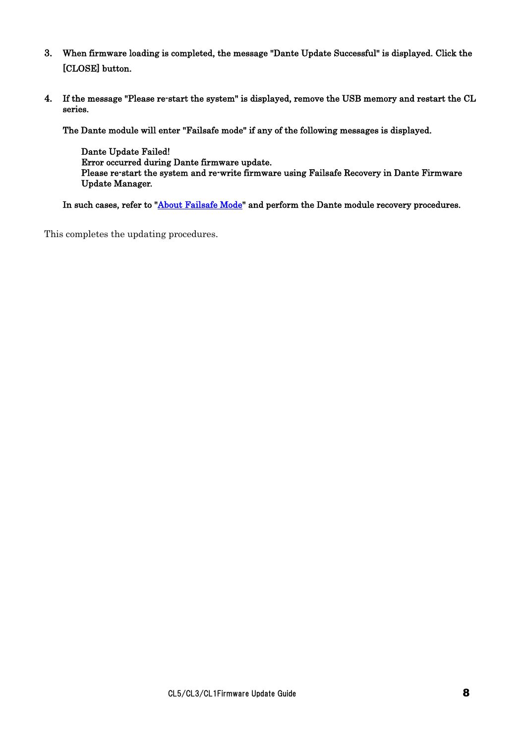3. **When firmware loading is completed, the message "Dante Update Successful" is displayed. Click the [CLOSE] button.**

4. **If the message "Please re-start the system" is displayed, remove the USB memory and restart the CL series.**

   **The Dante module will enter "Failsafe mode" if any of the following messages is displayed.**

   > **Dante Update Failed!**
   > **Error occurred during Dante firmware update.**
   > **Please re-start the system and re-write firmware using Failsafe Recovery in Dante Firmware Update Manager.**

   **In such cases, refer to "About Failsafe Mode" and perform the Dante module recovery procedures.**

This completes the updating procedures.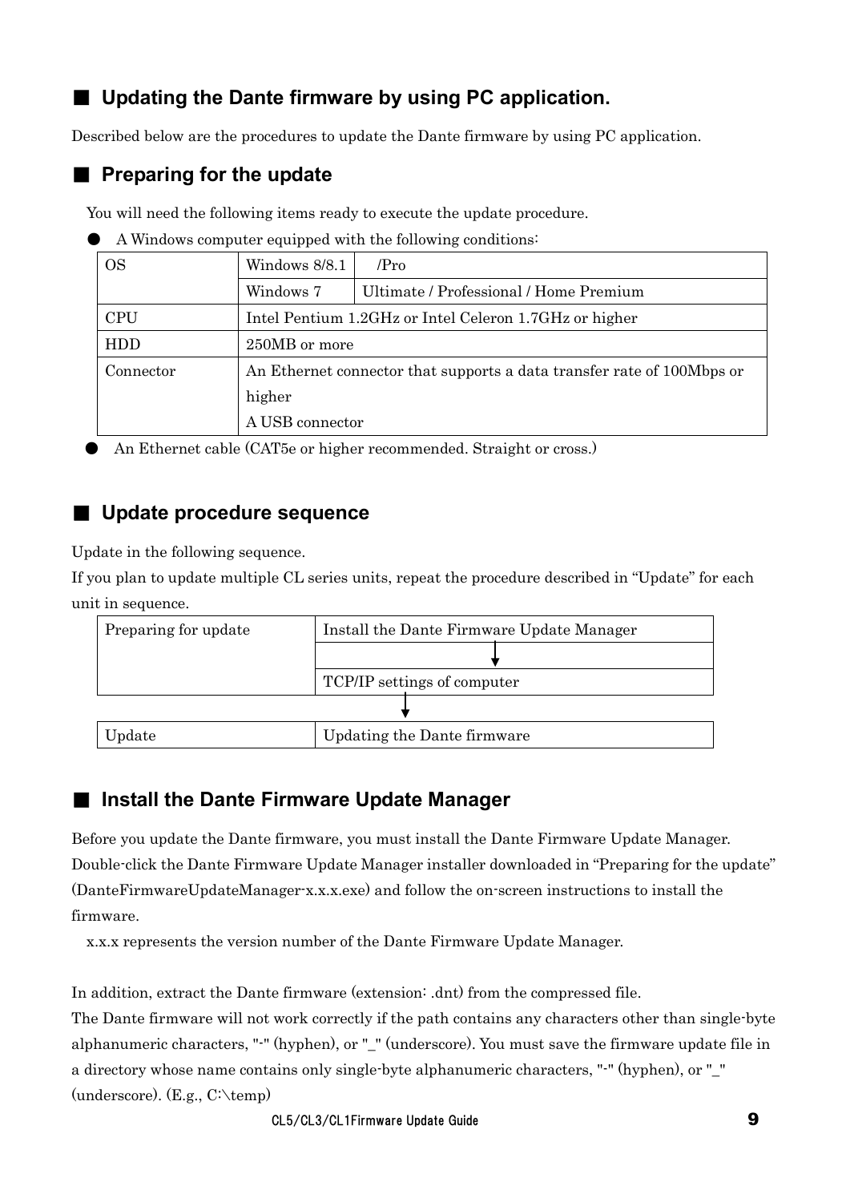## ■ Updating the Dante firmware by using PC application.

Described below are the procedures to update the Dante firmware by using PC application.

## ■ Preparing for the update

You will need the following items ready to execute the update procedure.

- A Windows computer equipped with the following conditions:

| OS | Windows 8/8.1 | /Pro |
|---|---|---|
| | Windows 7 | Ultimate / Professional / Home Premium |
| CPU | Intel Pentium 1.2GHz or Intel Celeron 1.7GHz or higher | |
| HDD | 250MB or more | |
| Connector | An Ethernet connector that supports a data transfer rate of 100Mbps or higher<br>A USB connector | |

- An Ethernet cable (CAT5e or higher recommended. Straight or cross.)

## ■ Update procedure sequence

Update in the following sequence.
If you plan to update multiple CL series units, repeat the procedure described in "Update" for each unit in sequence.

| Preparing for update | Install the Dante Firmware Update Manager |
|---|---|
| | ↓ |
| | TCP/IP settings of computer |
| | ↓ |
| Update | Updating the Dante firmware |

## ■ Install the Dante Firmware Update Manager

Before you update the Dante firmware, you must install the Dante Firmware Update Manager. Double-click the Dante Firmware Update Manager installer downloaded in "Preparing for the update" (DanteFirmwareUpdateManager-x.x.x.exe) and follow the on-screen instructions to install the firmware.

x.x.x represents the version number of the Dante Firmware Update Manager.

In addition, extract the Dante firmware (extension: .dnt) from the compressed file.
The Dante firmware will not work correctly if the path contains any characters other than single-byte alphanumeric characters, "-" (hyphen), or "_" (underscore). You must save the firmware update file in a directory whose name contains only single-byte alphanumeric characters, "-" (hyphen), or "_" (underscore). (E.g., C:\temp)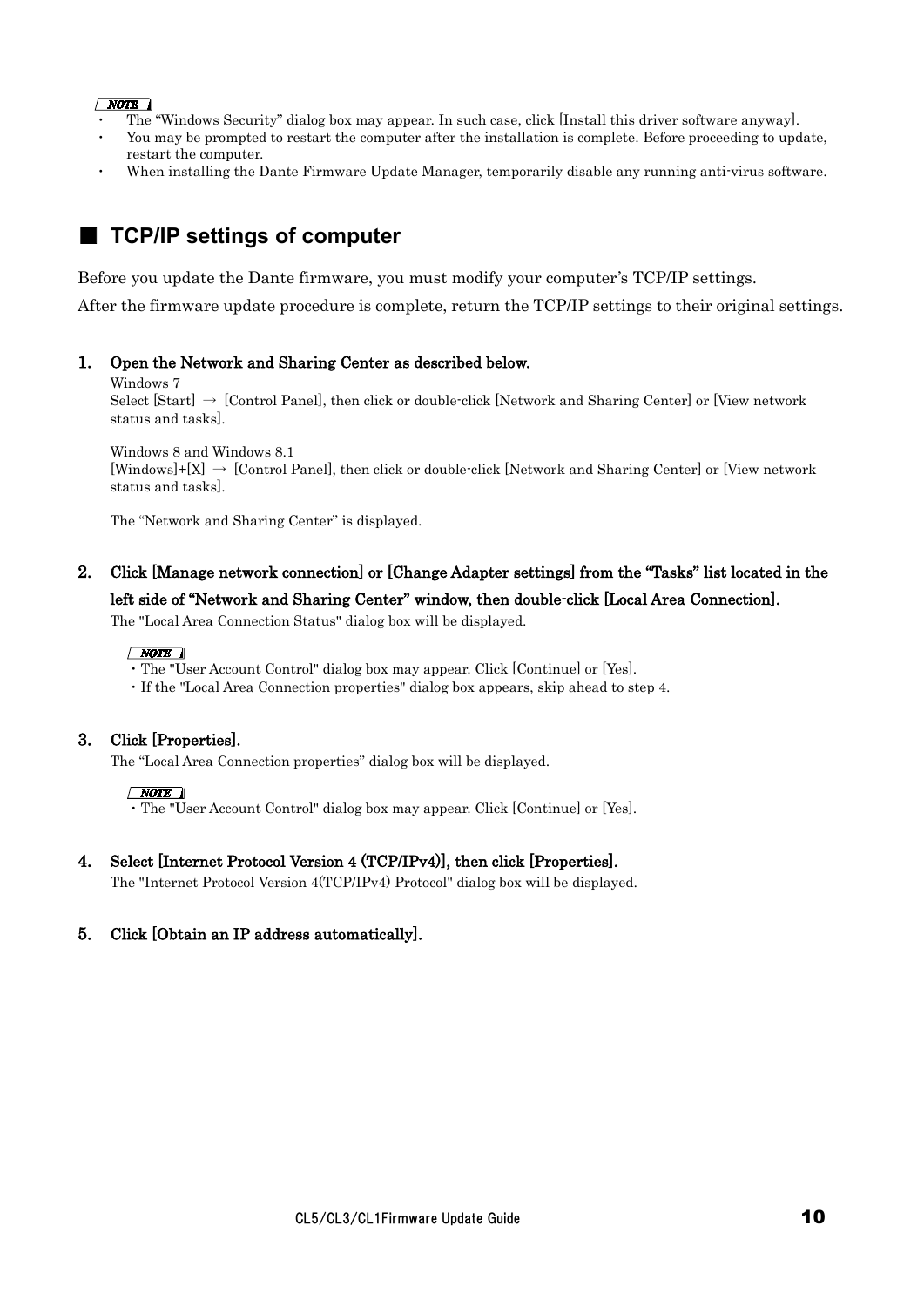**NOTE**

- The “Windows Security” dialog box may appear. In such case, click [Install this driver software anyway].
- You may be prompted to restart the computer after the installation is complete. Before proceeding to update, restart the computer.
- When installing the Dante Firmware Update Manager, temporarily disable any running anti-virus software.

## ■ TCP/IP settings of computer

Before you update the Dante firmware, you must modify your computer’s TCP/IP settings.

After the firmware update procedure is complete, return the TCP/IP settings to their original settings.

**1. Open the Network and Sharing Center as described below.**

Windows 7
Select [Start] → [Control Panel], then click or double-click [Network and Sharing Center] or [View network status and tasks].

Windows 8 and Windows 8.1
[Windows]+[X] → [Control Panel], then click or double-click [Network and Sharing Center] or [View network status and tasks].

The “Network and Sharing Center” is displayed.

**2. Click [Manage network connection] or [Change Adapter settings] from the “Tasks” list located in the left side of “Network and Sharing Center” window, then double-click [Local Area Connection].**

The "Local Area Connection Status" dialog box will be displayed.

**NOTE**

- The "User Account Control" dialog box may appear. Click [Continue] or [Yes].
- If the "Local Area Connection properties" dialog box appears, skip ahead to step 4.

**3. Click [Properties].**

The “Local Area Connection properties” dialog box will be displayed.

**NOTE**

- The "User Account Control" dialog box may appear. Click [Continue] or [Yes].

**4. Select [Internet Protocol Version 4 (TCP/IPv4)], then click [Properties].**

The "Internet Protocol Version 4(TCP/IPv4) Protocol" dialog box will be displayed.

**5. Click [Obtain an IP address automatically].**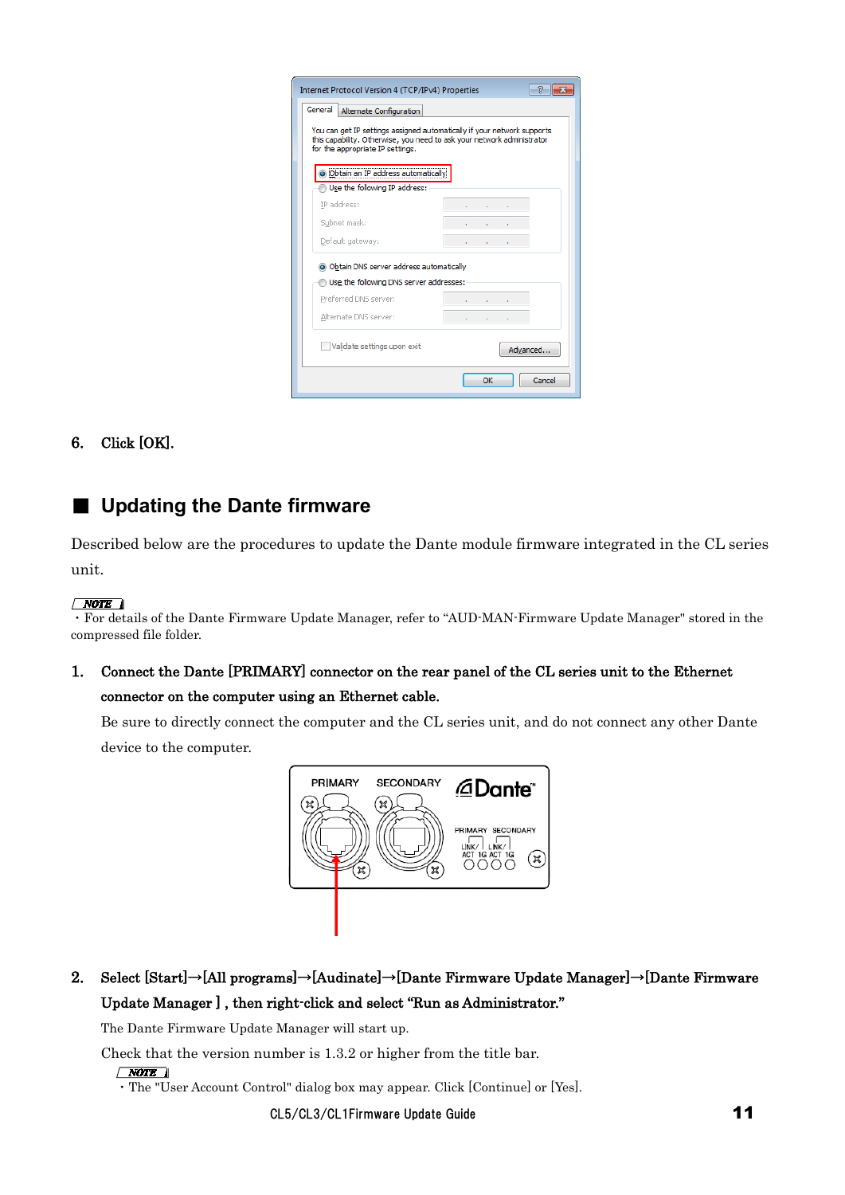6. Click [OK].

## ■ Updating the Dante firmware

Described below are the procedures to update the Dante module firmware integrated in the CL series unit.

*NOTE*
・For details of the Dante Firmware Update Manager, refer to “AUD-MAN-Firmware Update Manager" stored in the compressed file folder.

1. **Connect the Dante [PRIMARY] connector on the rear panel of the CL series unit to the Ethernet connector on the computer using an Ethernet cable.**

   Be sure to directly connect the computer and the CL series unit, and do not connect any other Dante device to the computer.

2. **Select [Start]→[All programs]→[Audinate]→[Dante Firmware Update Manager]→[Dante Firmware Update Manager ] , then right-click and select “Run as Administrator.”**

   The Dante Firmware Update Manager will start up.

   Check that the version number is 1.3.2 or higher from the title bar.

   *NOTE*
   ・The "User Account Control" dialog box may appear. Click [Continue] or [Yes].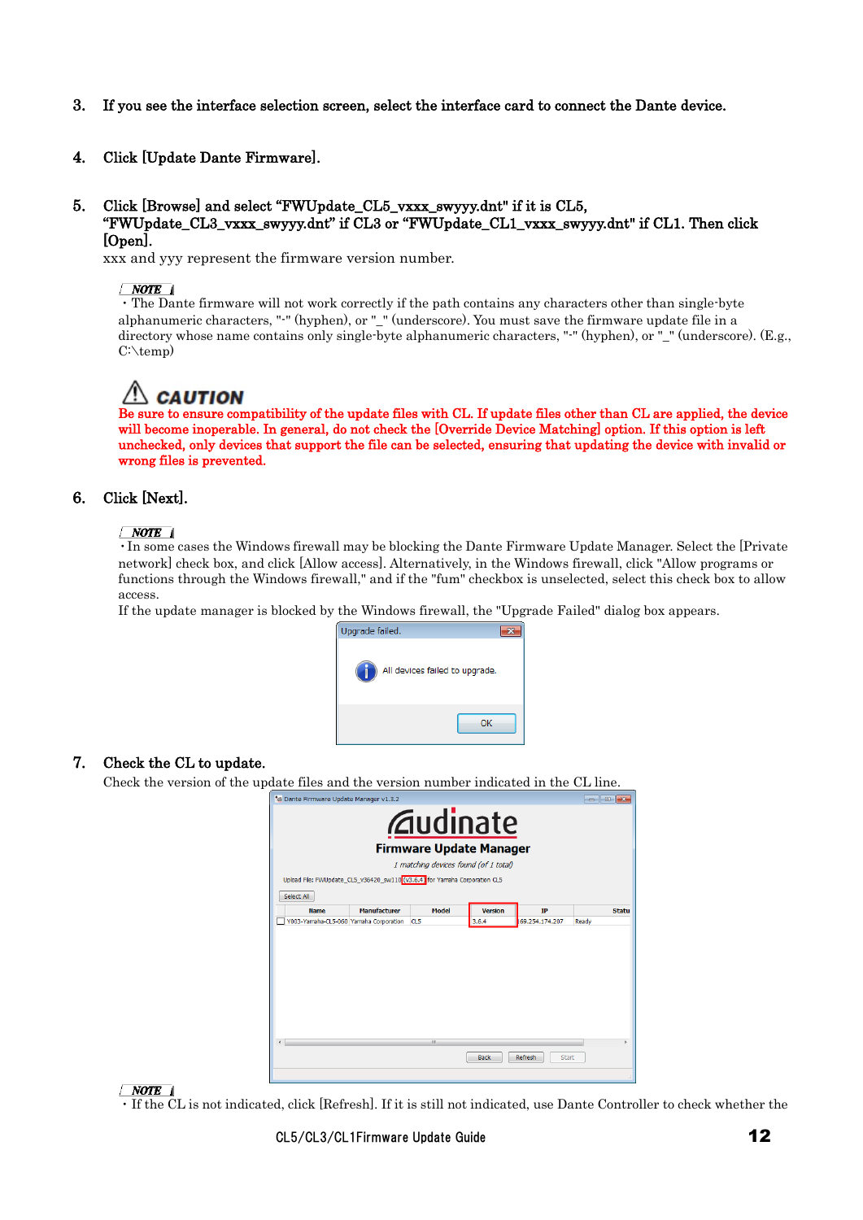3. **If you see the interface selection screen, select the interface card to connect the Dante device.**

4. **Click [Update Dante Firmware].**

5. **Click [Browse] and select "FWUpdate_CL5_vxxx_swyyy.dnt" if it is CL5, "FWUpdate_CL3_vxxx_swyyy.dnt" if CL3 or "FWUpdate_CL1_vxxx_swyyy.dnt" if CL1. Then click [Open].**
   xxx and yyy represent the firmware version number.

   *NOTE*
   ・The Dante firmware will not work correctly if the path contains any characters other than single-byte alphanumeric characters, "-" (hyphen), or "_" (underscore). You must save the firmware update file in a directory whose name contains only single-byte alphanumeric characters, "-" (hyphen), or "_" (underscore). (E.g., C:\temp)

   **CAUTION**
   **Be sure to ensure compatibility of the update files with CL. If update files other than CL are applied, the device will become inoperable. In general, do not check the [Override Device Matching] option. If this option is left unchecked, only devices that support the file can be selected, ensuring that updating the device with invalid or wrong files is prevented.**

6. **Click [Next].**

   *NOTE*
   ・In some cases the Windows firewall may be blocking the Dante Firmware Update Manager. Select the [Private network] check box, and click [Allow access]. Alternatively, in the Windows firewall, click "Allow programs or functions through the Windows firewall," and if the "fum" checkbox is unselected, select this check box to allow access.
   If the update manager is blocked by the Windows firewall, the "Upgrade Failed" dialog box appears.

7. **Check the CL to update.**
   Check the version of the update files and the version number indicated in the CL line.

   *NOTE*
   ・If the CL is not indicated, click [Refresh]. If it is still not indicated, use Dante Controller to check whether the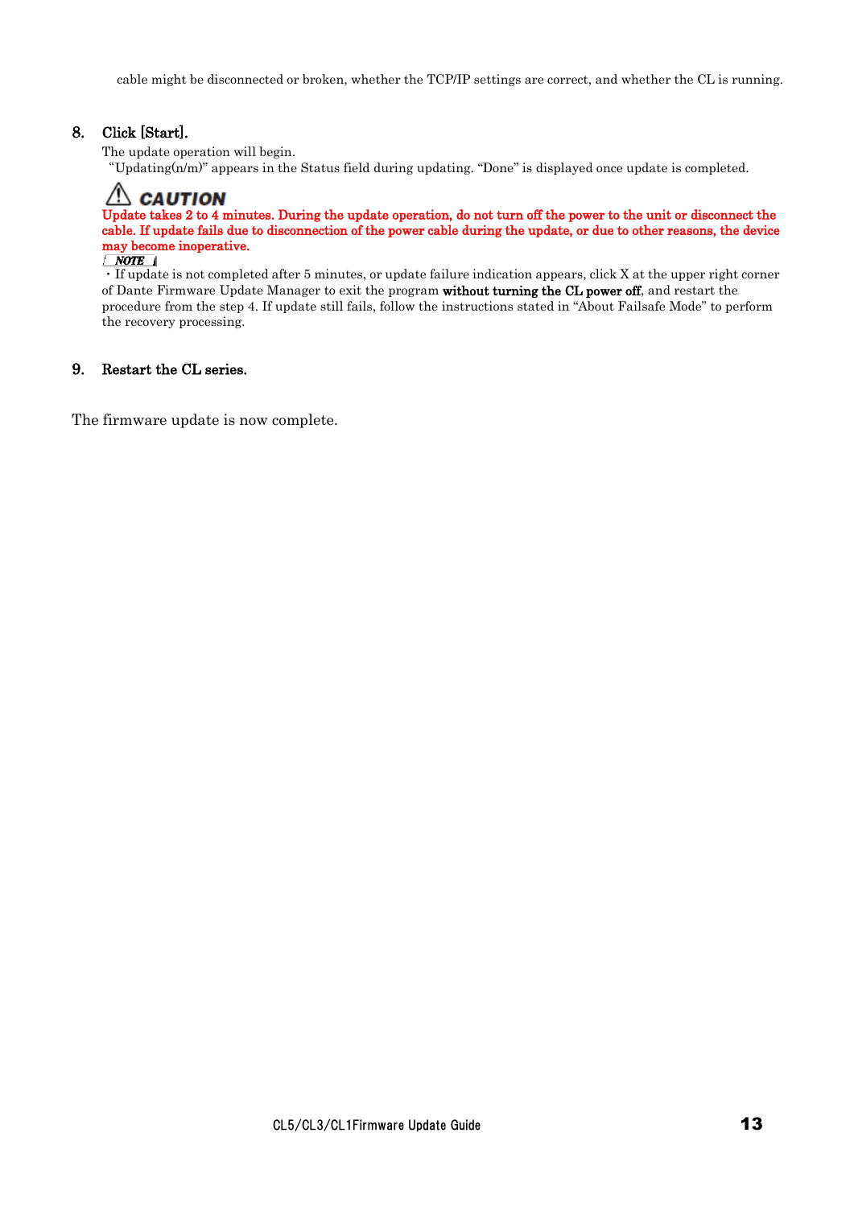cable might be disconnected or broken, whether the TCP/IP settings are correct, and whether the CL is running.

8. **Click [Start].**

   The update operation will begin.
   "Updating(n/m)" appears in the Status field during updating. "Done" is displayed once update is completed.

   **⚠ CAUTION**

   **Update takes 2 to 4 minutes. During the update operation, do not turn off the power to the unit or disconnect the cable. If update fails due to disconnection of the power cable during the update, or due to other reasons, the device may become inoperative.**

   ***NOTE***

   ・If update is not completed after 5 minutes, or update failure indication appears, click X at the upper right corner of Dante Firmware Update Manager to exit the program **without turning the CL power off**, and restart the procedure from the step 4. If update still fails, follow the instructions stated in "About Failsafe Mode" to perform the recovery processing.

9. **Restart the CL series.**

The firmware update is now complete.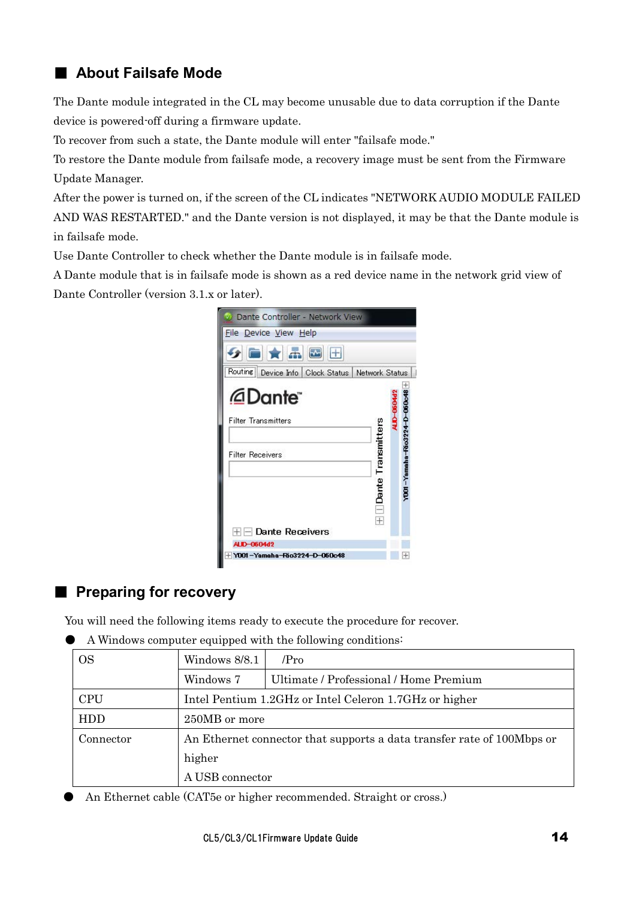## ■ About Failsafe Mode

The Dante module integrated in the CL may become unusable due to data corruption if the Dante device is powered-off during a firmware update.
To recover from such a state, the Dante module will enter "failsafe mode."
To restore the Dante module from failsafe mode, a recovery image must be sent from the Firmware Update Manager.
After the power is turned on, if the screen of the CL indicates "NETWORK AUDIO MODULE FAILED AND WAS RESTARTED." and the Dante version is not displayed, it may be that the Dante module is in failsafe mode.
Use Dante Controller to check whether the Dante module is in failsafe mode.
A Dante module that is in failsafe mode is shown as a red device name in the network grid view of Dante Controller (version 3.1.x or later).

## ■ Preparing for recovery

You will need the following items ready to execute the procedure for recover.

- A Windows computer equipped with the following conditions:

| OS | Windows 8/8.1 | /Pro |
|---|---|---|
| | Windows 7 | Ultimate / Professional / Home Premium |
| CPU | Intel Pentium 1.2GHz or Intel Celeron 1.7GHz or higher | |
| HDD | 250MB or more | |
| Connector | An Ethernet connector that supports a data transfer rate of 100Mbps or higher<br>A USB connector | |

- An Ethernet cable (CAT5e or higher recommended. Straight or cross.)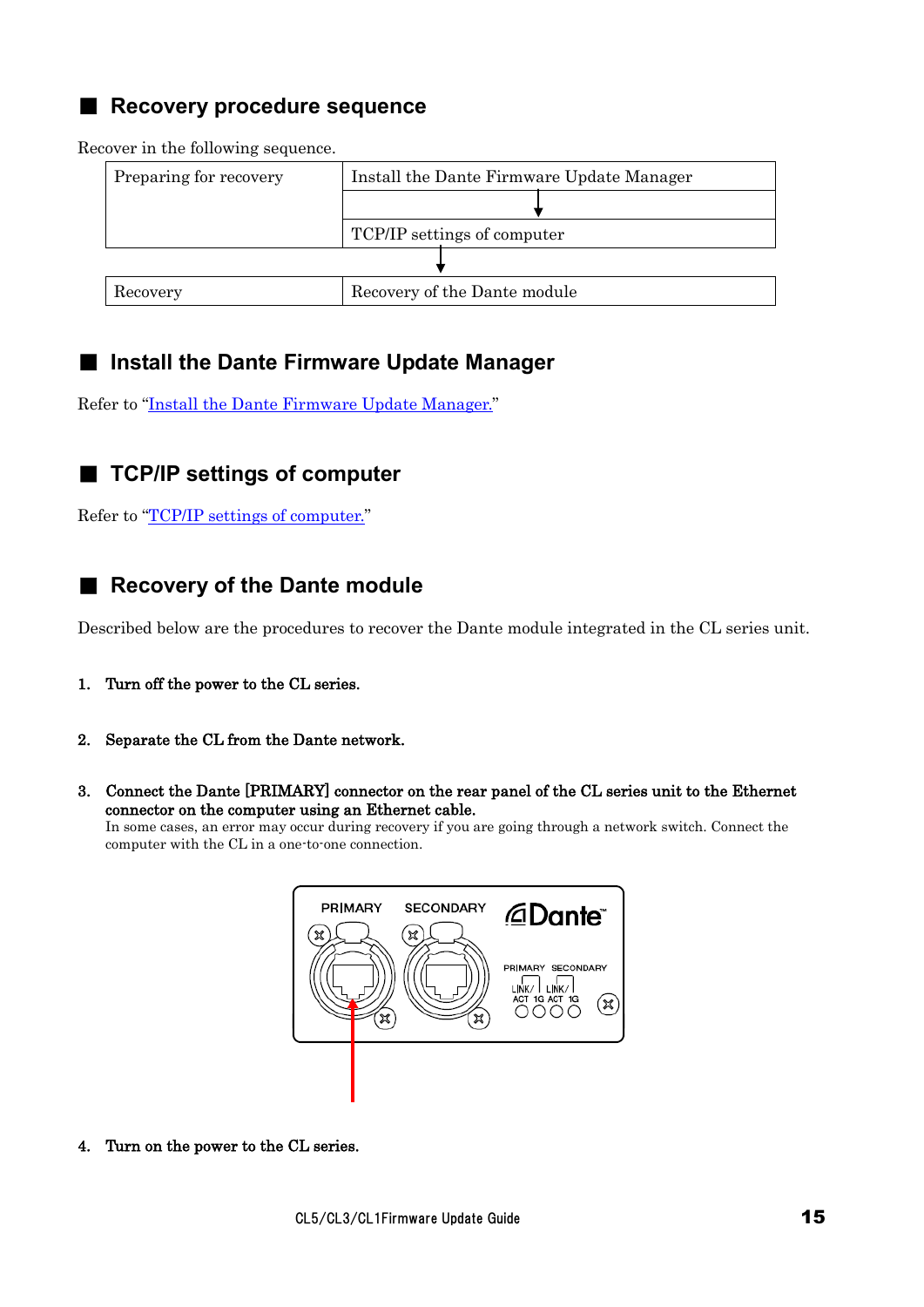## ■ Recovery procedure sequence

Recover in the following sequence.

| | |
|---|---|
| Preparing for recovery | Install the Dante Firmware Update Manager<br>↓<br>TCP/IP settings of computer |
| ↓ | |
| Recovery | Recovery of the Dante module |

## ■ Install the Dante Firmware Update Manager

Refer to "Install the Dante Firmware Update Manager."

## ■ TCP/IP settings of computer

Refer to "TCP/IP settings of computer."

## ■ Recovery of the Dante module

Described below are the procedures to recover the Dante module integrated in the CL series unit.

1. **Turn off the power to the CL series.**

2. **Separate the CL from the Dante network.**

3. **Connect the Dante [PRIMARY] connector on the rear panel of the CL series unit to the Ethernet connector on the computer using an Ethernet cable.**
   In some cases, an error may occur during recovery if you are going through a network switch. Connect the computer with the CL in a one-to-one connection.

4. **Turn on the power to the CL series.**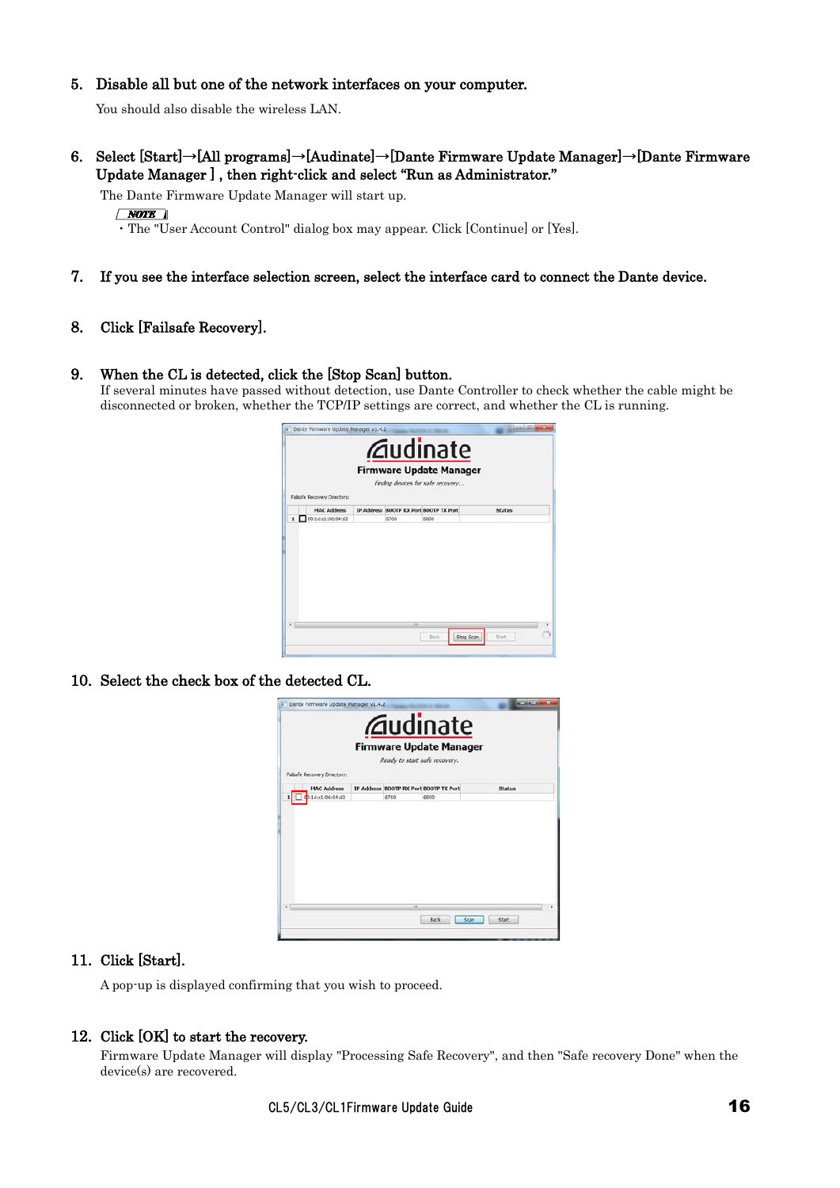5. **Disable all but one of the network interfaces on your computer.**

   You should also disable the wireless LAN.

6. **Select [Start]→[All programs]→[Audinate]→[Dante Firmware Update Manager]→[Dante Firmware Update Manager ] , then right-click and select "Run as Administrator."**

   The Dante Firmware Update Manager will start up.

   *NOTE*

   - The "User Account Control" dialog box may appear. Click [Continue] or [Yes].

7. **If you see the interface selection screen, select the interface card to connect the Dante device.**

8. **Click [Failsafe Recovery].**

9. **When the CL is detected, click the [Stop Scan] button.**

   If several minutes have passed without detection, use Dante Controller to check whether the cable might be disconnected or broken, whether the TCP/IP settings are correct, and whether the CL is running.

10. **Select the check box of the detected CL.**

11. **Click [Start].**

    A pop-up is displayed confirming that you wish to proceed.

12. **Click [OK] to start the recovery.**

    Firmware Update Manager will display "Processing Safe Recovery", and then "Safe recovery Done" when the device(s) are recovered.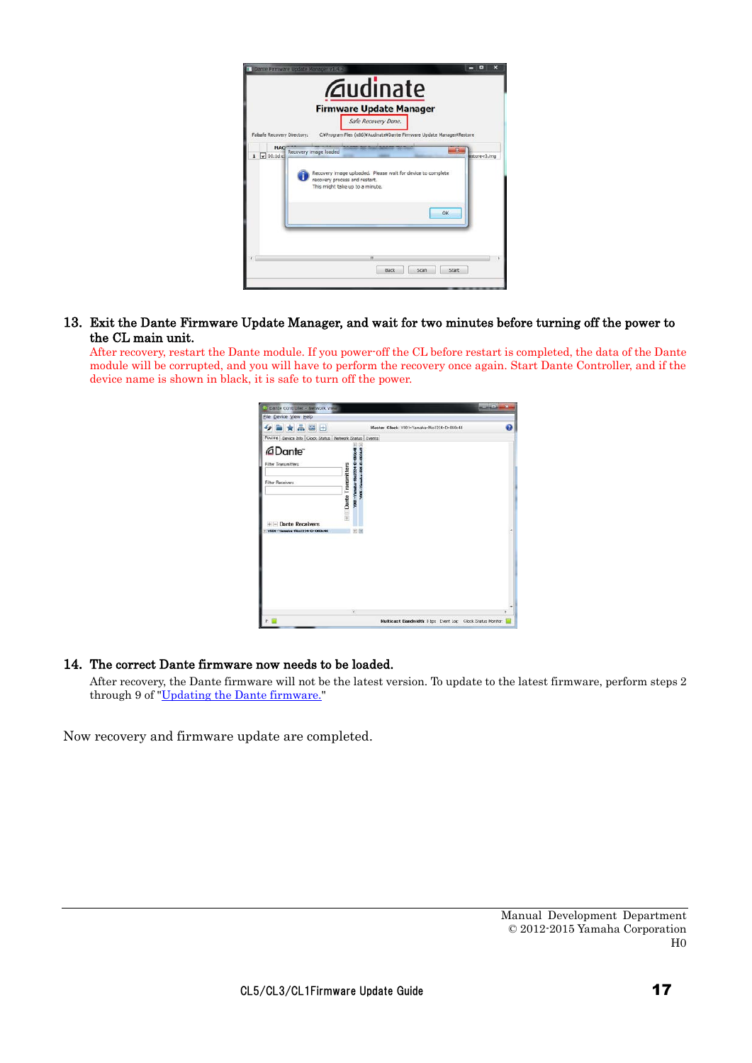13. **Exit the Dante Firmware Update Manager, and wait for two minutes before turning off the power to the CL main unit.**

    After recovery, restart the Dante module. If you power-off the CL before restart is completed, the data of the Dante module will be corrupted, and you will have to perform the recovery once again. Start Dante Controller, and if the device name is shown in black, it is safe to turn off the power.

14. **The correct Dante firmware now needs to be loaded.**

    After recovery, the Dante firmware will not be the latest version. To update to the latest firmware, perform steps 2 through 9 of "Updating the Dante firmware."

Now recovery and firmware update are completed.

Manual Development Department
© 2012-2015 Yamaha Corporation
H0